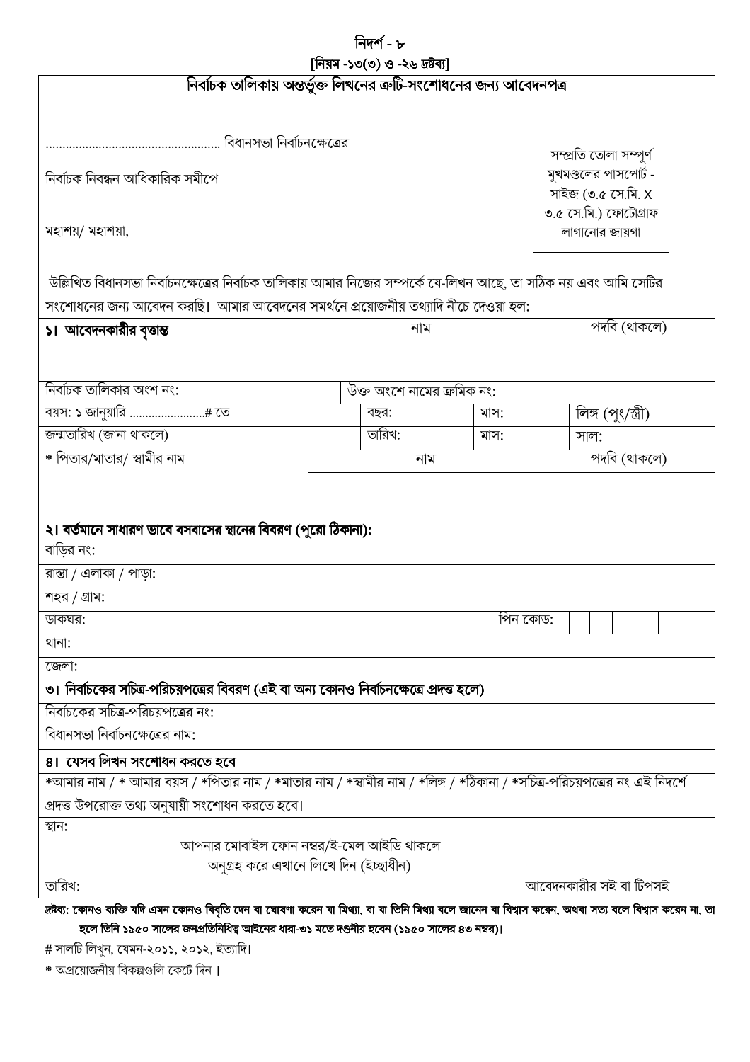# নিদর্শ - ৮

**[নিয়ম -১৩(৩) ও -২৬ দ্রষ্টব্য]**

## নির্বাচক তালিকায় অন্তর্ভুক্ত লিখনের ত্রুটি-সংশোধনের জন্য আবেদনপত্র

.................................................... বিধানসভা নির্বাচনক্ষেত্রের

নির্বাচক নিবন্ধন আধিকারিক সমীপে

মহাশয়/ মহাশয়া,

সম্প্রতি তোলা সম্পূর্ণ মুখমণ্ডলের পাসপোর্ট - সাইজ (৩.৫ সে.মি. X ৩.৫ সে.মি.) ফোটোগ্রাফ লাগানোর জায়গা

উল্লিখিত বিধানসভা নির্বাচনক্ষেত্রের নির্বাচক তালিকায় আমার নিজের সম্পর্কে যে-লিখন আছে, তা সঠিক নয় এবং আমি সেটির সংশোধনের জন্য আবেদন করছি। আমার আবেদনের সমর্থনে প্রয়োজনীয় তথ্যাদি নীচে দেওয়া হল:

| **১। আবেদনকারীর বৃত্তান্ত** | নাম | | পদবি (থাকলে) |
|---|---|---|---|
| | | | |
| নির্বাচক তালিকার অংশ নং: | উক্ত অংশে নামের ক্রমিক নং: | | |
| বয়স: ১ জানুয়ারি ........................# তে | বছর: | মাস: | লিঙ্গ (পুং/স্ত্রী) |
| জন্মতারিখ (জানা থাকলে) | তারিখ: | মাস: | সাল: |
| * পিতার/মাতার/ স্বামীর নাম | নাম | | পদবি (থাকলে) |
| | | | |

**২। বর্তমানে সাধারণ ভাবে বসবাসের স্থানের বিবরণ (পুরো ঠিকানা):**

বাড়ির নং:

রাস্তা / এলাকা / পাড়া:

শহর / গ্রাম:

ডাকঘর: পিন কোড:

থানা:

জেলা:

**৩। নির্বাচকের সচিত্র-পরিচয়পত্রের বিবরণ (এই বা অন্য কোনও নির্বাচনক্ষেত্রে প্রদত্ত হলে)**

নির্বাচকের সচিত্র-পরিচয়পত্রের নং:

বিধানসভা নির্বাচনক্ষেত্রের নাম:

**৪। যেসব লিখন সংশোধন করতে হবে**

*আমার নাম / * আমার বয়স / *পিতার নাম / *মাতার নাম / *স্বামীর নাম / *লিঙ্গ / *ঠিকানা / *সচিত্র-পরিচয়পত্রের নং এই নিদর্শে প্রদত্ত উপরোক্ত তথ্য অনুযায়ী সংশোধন করতে হবে।

স্থান:

আপনার মোবাইল ফোন নম্বর/ই-মেল আইডি থাকলে অনুগ্রহ করে এখানে লিখে দিন (ইচ্ছাধীন)

তারিখ: আবেদনকারীর সই বা টিপসই

**দ্রষ্টব্য: কোনও ব্যক্তি যদি এমন কোনও বিবৃতি দেন বা ঘোষণা করেন যা মিথ্যা, বা যা তিনি মিথ্যা বলে জানেন বা বিশ্বাস করেন, অথবা সত্য বলে বিশ্বাস করেন না, তা হলে তিনি ১৯৫০ সালের জনপ্রতিনিধিত্ব আইনের ধারা-৩১ মতে দণ্ডনীয় হবেন (১৯৫০ সালের ৪৩ নম্বর)।**

# সালটি লিখুন, যেমন-২০১১, ২০১২, ইত্যাদি।

* অপ্রয়োজনীয় বিকল্পগুলি কেটে দিন।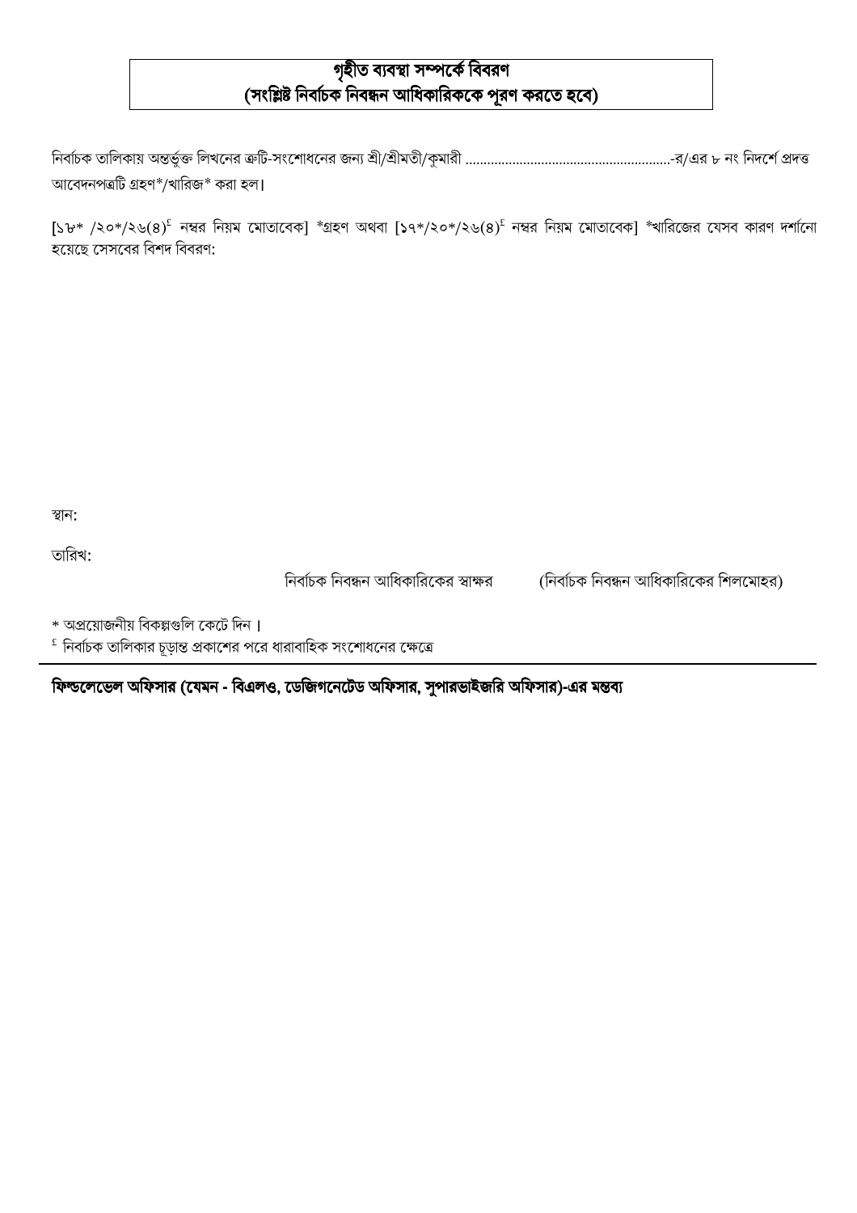## গৃহীত ব্যবস্থা সম্পর্কে বিবরণ
## (সংশ্লিষ্ট নির্বাচক নিবন্ধন আধিকারিককে পূরণ করতে হবে)

নির্বাচক তালিকায় অন্তর্ভুক্ত লিখনের ত্রুটি-সংশোধনের জন্য শ্রী/শ্রীমতী/কুমারী ........................................................-র/এর ৮ নং নিদর্শে প্রদত্ত আবেদনপত্রটি গ্রহণ*/খারিজ* করা হল।

[১৮* /২০*/২৬(৪)[£] নম্বর নিয়ম মোতাবেক] *গ্রহণ অথবা [১৭*/২০*/২৬(৪)[£] নম্বর নিয়ম মোতাবেক] *খারিজের যেসব কারণ দর্শানো হয়েছে সেসবের বিশদ বিবরণ:

স্থান:

তারিখ:

নির্বাচক নিবন্ধন আধিকারিকের স্বাক্ষর (নির্বাচক নিবন্ধন আধিকারিকের শিলমোহর)

* অপ্রয়োজনীয় বিকল্পগুলি কেটে দিন।

[£] নির্বাচক তালিকার চূড়ান্ত প্রকাশের পরে ধারাবাহিক সংশোধনের ক্ষেত্রে

---

**ফিল্ডলেভেল অফিসার (যেমন - বিএলও, ডেজিগনেটেড অফিসার, সুপারভাইজরি অফিসার)-এর মন্তব্য**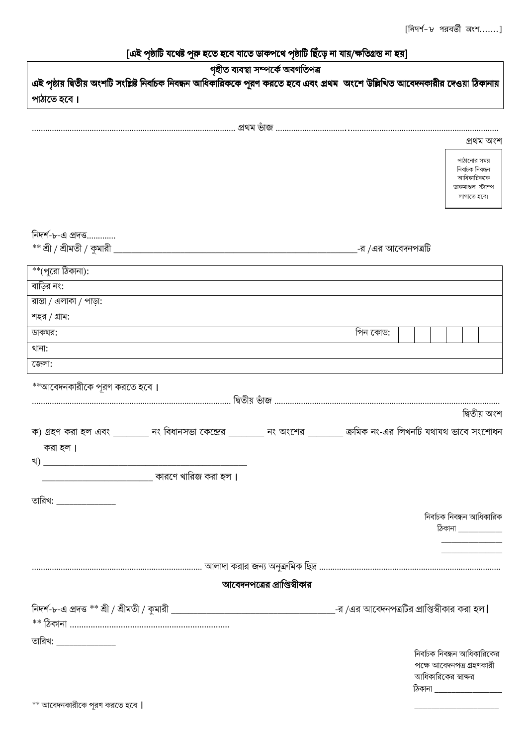[নিদর্শ-৮ পরবর্তী অংশ.......]

**[এই পৃষ্ঠাটি যথেষ্ট পুরু হতে হবে যাতে ডাকপথে পৃষ্ঠাটি ছিঁড়ে না যায়/ক্ষতিগ্রস্ত না হয়]**

**গৃহীত ব্যবস্থা সম্পর্কে অবগতিপত্র**

**এই পৃষ্ঠায় দ্বিতীয় অংশটি সংশ্লিষ্ট নির্বাচক নিবন্ধন আধিকারিককে পূরণ করতে হবে এবং প্রথম অংশে উল্লিখিত আবেদনকারীর দেওয়া ঠিকানায় পাঠাতে হবে।**

.......................................................................................... প্রথম ভাঁজ ..................................................................................................

প্রথম অংশ

পাঠানোর সময় নির্বাচক নিবন্ধন আধিকারিককে ডাকমাশুল স্ট্যাম্প লাগাতে হবে।

নিদর্শ-৮-এ প্রদত্ত............

** শ্রী / শ্রীমতী / কুমারী ____________________________________________-র /এর আবেদনপত্রটি

| **(পুরো ঠিকানা): | |
|---|---|
| বাড়ির নং: | |
| রাস্তা / এলাকা / পাড়া: | |
| শহর / গ্রাম: | |
| ডাকঘর: | পিন কোড: |
| থানা: | |
| জেলা: | |

**আবেদনকারীকে পূরণ করতে হবে।

.......................................................................................... দ্বিতীয় ভাঁজ ..................................................................................................

দ্বিতীয় অংশ

ক) গ্রহণ করা হল এবং ________ নং বিধানসভা কেন্দ্রের ________ নং অংশের ________ ক্রমিক নং-এর লিখনটি যথাযথ ভাবে সংশোধন করা হল।

খ) ____________________________________________

____________________________ কারণে খারিজ করা হল।

তারিখ: ______________

নির্বাচক নিবন্ধন আধিকারিক
ঠিকানা ____________
______________
______________

.......................................................................... আলাদা করার জন্য অনুক্রমিক ছিদ্র ..................................................................................

**আবেদনপত্রের প্রাপ্তিস্বীকার**

নিদর্শ-৮-এ প্রদত্ত ** শ্রী / শ্রীমতী / কুমারী ________________________________________-র /এর আবেদনপত্রটির প্রাপ্তিস্বীকার করা হল।

** ঠিকানা ....................................................................

তারিখ: ______________

নির্বাচক নিবন্ধন আধিকারিকের পক্ষে আবেদনপত্র গ্রহণকারী আধিকারিকের স্বাক্ষর
ঠিকানা __________________
______________________

** আবেদনকারীকে পূরণ করতে হবে।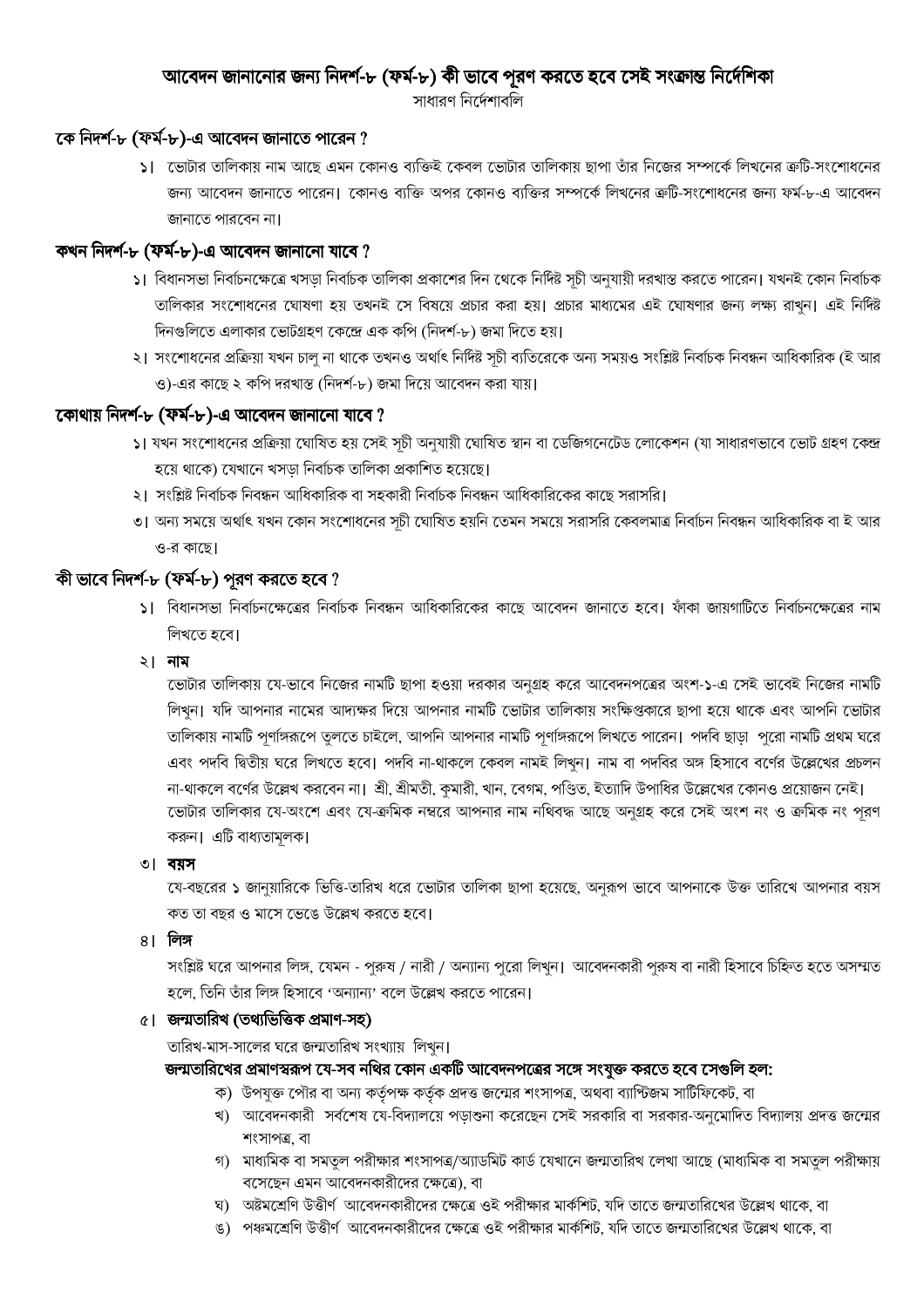# আবেদন জানানোর জন্য নিদর্শ-৮ (ফর্ম-৮) কী ভাবে পূরণ করতে হবে সেই সংক্রান্ত নির্দেশিকা

সাধারণ নির্দেশাবলি

## কে নিদর্শ-৮ (ফর্ম-৮)-এ আবেদন জানাতে পারেন ?

১। ভোটার তালিকায় নাম আছে এমন কোনও ব্যক্তিই কেবল ভোটার তালিকায় ছাপা তাঁর নিজের সম্পর্কে লিখনের ত্রুটি-সংশোধনের জন্য আবেদন জানাতে পারেন। কোনও ব্যক্তি অপর কোনও ব্যক্তির সম্পর্কে লিখনের ত্রুটি-সংশোধনের জন্য ফর্ম-৮-এ আবেদন জানাতে পারবেন না।

## কখন নিদর্শ-৮ (ফর্ম-৮)-এ আবেদন জানানো যাবে ?

১। বিধানসভা নির্বাচনক্ষেত্রে খসড়া নির্বাচক তালিকা প্রকাশের দিন থেকে নির্দিষ্ট সূচী অনুযায়ী দরখাস্ত করতে পারেন। যখনই কোন নির্বাচক তালিকার সংশোধনের ঘোষণা হয় তখনই সে বিষয়ে প্রচার করা হয়। প্রচার মাধ্যমের এই ঘোষণার জন্য লক্ষ্য রাখুন। এই নির্দিষ্ট দিনগুলিতে এলাকার ভোটগ্রহণ কেন্দ্রে এক কপি (নিদর্শ-৮) জমা দিতে হয়।

২। সংশোধনের প্রক্রিয়া যখন চালু না থাকে তখনও অর্থাৎ নির্দিষ্ট সূচী ব্যতিরেকে অন্য সময়ও সংশ্লিষ্ট নির্বাচক নিবন্ধন আধিকারিক (ই আর ও)-এর কাছে ২ কপি দরখাস্ত (নিদর্শ-৮) জমা দিয়ে আবেদন করা যায়।

## কোথায় নিদর্শ-৮ (ফর্ম-৮)-এ আবেদন জানানো যাবে ?

১। যখন সংশোধনের প্রক্রিয়া ঘোষিত হয় সেই সূচী অনুযায়ী ঘোষিত স্থান বা ডেজিগনেটেড লোকেশন (যা সাধারণভাবে ভোট গ্রহণ কেন্দ্র হয়ে থাকে) যেখানে খসড়া নির্বাচক তালিকা প্রকাশিত হয়েছে।

২। সংশ্লিষ্ট নির্বাচক নিবন্ধন আধিকারিক বা সহকারী নির্বাচক নিবন্ধন আধিকারিকের কাছে সরাসরি।

৩। অন্য সময়ে অর্থাৎ যখন কোন সংশোধনের সূচী ঘোষিত হয়নি তেমন সময়ে সরাসরি কেবলমাত্র নির্বাচন নিবন্ধন আধিকারিক বা ই আর ও-র কাছে।

## কী ভাবে নিদর্শ-৮ (ফর্ম-৮) পূরণ করতে হবে ?

১। বিধানসভা নির্বাচনক্ষেত্রের নির্বাচক নিবন্ধন আধিকারিকের কাছে আবেদন জানাতে হবে। ফাঁকা জায়গাটিতে নির্বাচনক্ষেত্রের নাম লিখতে হবে।

২। **নাম**

ভোটার তালিকায় যে-ভাবে নিজের নামটি ছাপা হওয়া দরকার অনুগ্রহ করে আবেদনপত্রের অংশ-১-এ সেই ভাবেই নিজের নামটি লিখুন। যদি আপনার নামের আদ্যক্ষর দিয়ে আপনার নামটি ভোটার তালিকায় সংক্ষিপ্তকারে ছাপা হয়ে থাকে এবং আপনি ভোটার তালিকায় নামটি পূর্ণাঙ্গরূপে তুলতে চাইলে, আপনি আপনার নামটি পূর্ণাঙ্গরূপে লিখতে পারেন। পদবি ছাড়া পুরো নামটি প্রথম ঘরে এবং পদবি দ্বিতীয় ঘরে লিখতে হবে। পদবি না-থাকলে কেবল নামই লিখুন। নাম বা পদবির অঙ্গ হিসাবে বর্ণের উল্লেখের প্রচলন না-থাকলে বর্ণের উল্লেখ করবেন না। শ্রী, শ্রীমতী, কুমারী, খান, বেগম, পণ্ডিত, ইত্যাদি উপাধির উল্লেখের কোনও প্রয়োজন নেই।

ভোটার তালিকার যে-অংশে এবং যে-ক্রমিক নম্বরে আপনার নাম নথিবদ্ধ আছে অনুগ্রহ করে সেই অংশ নং ও ক্রমিক নং পূরণ করুন। এটি বাধ্যতামূলক।

৩। **বয়স**

যে-বছরের ১ জানুয়ারিকে ভিত্তি-তারিখ ধরে ভোটার তালিকা ছাপা হয়েছে, অনুরূপ ভাবে আপনাকে উক্ত তারিখে আপনার বয়স কত তা বছর ও মাসে ভেঙে উল্লেখ করতে হবে।

৪। **লিঙ্গ**

সংশ্লিষ্ট ঘরে আপনার লিঙ্গ, যেমন - পুরুষ / নারী / অন্যান্য পুরো লিখুন। আবেদনকারী পুরুষ বা নারী হিসাবে চিহ্নিত হতে অসম্মত হলে, তিনি তাঁর লিঙ্গ হিসাবে 'অন্যান্য' বলে উল্লেখ করতে পারেন।

৫। **জন্মতারিখ (তথ্যভিত্তিক প্রমাণ-সহ)**

তারিখ-মাস-সালের ঘরে জন্মতারিখ সংখ্যায় লিখুন।

**জন্মতারিখের প্রমাণস্বরূপ যে-সব নথির কোন একটি আবেদনপত্রের সঙ্গে সংযুক্ত করতে হবে সেগুলি হল:**

ক) উপযুক্ত পৌর বা অন্য কর্তৃপক্ষ কর্তৃক প্রদত্ত জন্মের শংসাপত্র, অথবা ব্যাপ্টিজম সার্টিফিকেট, বা

খ) আবেদনকারী সর্বশেষ যে-বিদ্যালয়ে পড়াশুনা করেছেন সেই সরকারি বা সরকার-অনুমোদিত বিদ্যালয় প্রদত্ত জন্মের শংসাপত্র, বা

গ) মাধ্যমিক বা সমতুল পরীক্ষার শংসাপত্র/অ্যাডমিট কার্ড যেখানে জন্মতারিখ লেখা আছে (মাধ্যমিক বা সমতুল পরীক্ষায় বসেছেন এমন আবেদনকারীদের ক্ষেত্রে), বা

ঘ) অষ্টমশ্রেণি উত্তীর্ণ আবেদনকারীদের ক্ষেত্রে ওই পরীক্ষার মার্কশিট, যদি তাতে জন্মতারিখের উল্লেখ থাকে, বা

ঙ) পঞ্চমশ্রেণি উত্তীর্ণ আবেদনকারীদের ক্ষেত্রে ওই পরীক্ষার মার্কশিট, যদি তাতে জন্মতারিখের উল্লেখ থাকে, বা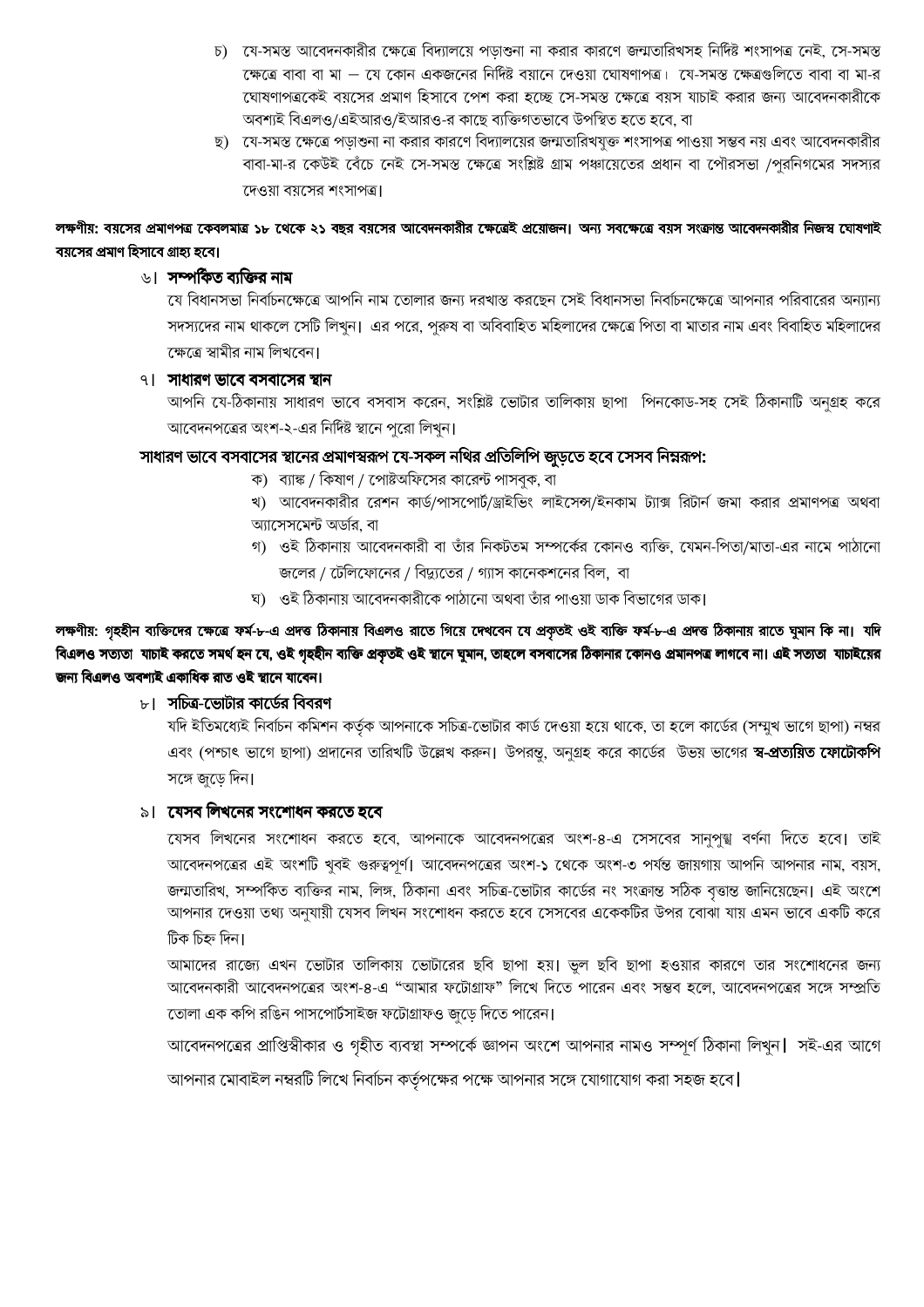চ) যে-সমস্ত আবেদনকারীর ক্ষেত্রে বিদ্যালয়ে পড়াশুনা না করার কারণে জন্মতারিখসহ নির্দিষ্ট শংসাপত্র নেই, সে-সমস্ত ক্ষেত্রে বাবা বা মা – যে কোন একজনের নির্দিষ্ট বয়ানে দেওয়া ঘোষণাপত্র। যে-সমস্ত ক্ষেত্রগুলিতে বাবা বা মা-র ঘোষণাপত্রকেই বয়সের প্রমাণ হিসাবে পেশ করা হচ্ছে সে-সমস্ত ক্ষেত্রে বয়স যাচাই করার জন্য আবেদনকারীকে অবশ্যই বিএলও/এইআরও/ইআরও-র কাছে ব্যক্তিগতভাবে উপস্থিত হতে হবে, বা

ছ) যে-সমস্ত ক্ষেত্রে পড়াশুনা না করার কারণে বিদ্যালয়ের জন্মতারিখযুক্ত শংসাপত্র পাওয়া সম্ভব নয় এবং আবেদনকারীর বাবা-মা-র কেউই বেঁচে নেই সে-সমস্ত ক্ষেত্রে সংশ্লিষ্ট গ্রাম পঞ্চায়েতের প্রধান বা পৌরসভা /পুরনিগমের সদস্যর দেওয়া বয়সের শংসাপত্র।

**লক্ষণীয়: বয়সের প্রমাণপত্র কেবলমাত্র ১৮ থেকে ২১ বছর বয়সের আবেদনকারীর ক্ষেত্রেই প্রয়োজন। অন্য সবক্ষেত্রে বয়স সংক্রান্ত আবেদনকারীর নিজস্ব ঘোষণাই বয়সের প্রমাণ হিসাবে গ্রাহ্য হবে।**

### ৬। সম্পর্কিত ব্যক্তির নাম

যে বিধানসভা নির্বাচনক্ষেত্রে আপনি নাম তোলার জন্য দরখাস্ত করছেন সেই বিধানসভা নির্বাচনক্ষেত্রে আপনার পরিবারের অন্যান্য সদস্যদের নাম থাকলে সেটি লিখুন। এর পরে, পুরুষ বা অবিবাহিত মহিলাদের ক্ষেত্রে পিতা বা মাতার নাম এবং বিবাহিত মহিলাদের ক্ষেত্রে স্বামীর নাম লিখবেন।

### ৭। সাধারণ ভাবে বসবাসের স্থান

আপনি যে-ঠিকানায় সাধারণ ভাবে বসবাস করেন, সংশ্লিষ্ট ভোটার তালিকায় ছাপা পিনকোড-সহ সেই ঠিকানাটি অনুগ্রহ করে আবেদনপত্রের অংশ-২-এর নির্দিষ্ট স্থানে পুরো লিখুন।

**সাধারণ ভাবে বসবাসের স্থানের প্রমাণস্বরূপ যে-সকল নথির প্রতিলিপি জুড়তে হবে সেসব নিম্নরূপ:**

ক) ব্যাঙ্ক / কিষাণ / পোষ্টঅফিসের কারেন্ট পাসবুক, বা

খ) আবেদনকারীর রেশন কার্ড/পাসপোর্ট/ড্রাইভিং লাইসেন্স/ইনকাম ট্যাক্স রিটার্ন জমা করার প্রমাণপত্র অথবা অ্যাসেসমেন্ট অর্ডার, বা

গ) ওই ঠিকানায় আবেদনকারী বা তাঁর নিকটতম সম্পর্কের কোনও ব্যক্তি, যেমন-পিতা/মাতা-এর নামে পাঠানো জলের / টেলিফোনের / বিদ্যুতের / গ্যাস কানেকশনের বিল, বা

ঘ) ওই ঠিকানায় আবেদনকারীকে পাঠানো অথবা তাঁর পাওয়া ডাক বিভাগের ডাক।

**লক্ষণীয়: গৃহহীন ব্যক্তিদের ক্ষেত্রে ফর্ম-৮-এ প্রদত্ত ঠিকানায় বিএলও রাতে গিয়ে দেখবেন যে প্রকৃতই ওই ব্যক্তি ফর্ম-৮-এ প্রদত্ত ঠিকানায় রাতে ঘুমান কি না। যদি বিএলও সত্যতা যাচাই করতে সমর্থ হন যে, ওই গৃহহীন ব্যক্তি প্রকৃতই ওই স্থানে ঘুমান, তাহলে বসবাসের ঠিকানার কোনও প্রমানপত্র লাগবে না। এই সত্যতা যাচাইয়ের জন্য বিএলও অবশ্যই একাধিক রাত ওই স্থানে যাবেন।**

### ৮। সচিত্র-ভোটার কার্ডের বিবরণ

যদি ইতিমধ্যেই নির্বাচন কমিশন কর্তৃক আপনাকে সচিত্র-ভোটার কার্ড দেওয়া হয়ে থাকে, তা হলে কার্ডের (সম্মুখ ভাগে ছাপা) নম্বর এবং (পশ্চাৎ ভাগে ছাপা) প্রদানের তারিখটি উল্লেখ করুন। উপরন্তু, অনুগ্রহ করে কার্ডের উভয় ভাগের **স্ব-প্রত্যয়িত ফোটোকপি** সঙ্গে জুড়ে দিন।

### ৯। যেসব লিখনের সংশোধন করতে হবে

যেসব লিখনের সংশোধন করতে হবে, আপনাকে আবেদনপত্রের অংশ-৪-এ সেসবের সানুপুঙ্খ বর্ণনা দিতে হবে। তাই আবেদনপত্রের এই অংশটি খুবই গুরুত্বপূর্ণ। আবেদনপত্রের অংশ-১ থেকে অংশ-৩ পর্যন্ত জায়গায় আপনি আপনার নাম, বয়স, জন্মতারিখ, সম্পর্কিত ব্যক্তির নাম, লিঙ্গ, ঠিকানা এবং সচিত্র-ভোটার কার্ডের নং সংক্রান্ত সঠিক বৃত্তান্ত জানিয়েছেন। এই অংশে আপনার দেওয়া তথ্য অনুযায়ী যেসব লিখন সংশোধন করতে হবে সেসবের একেকটির উপর বোঝা যায় এমন ভাবে একটি করে টিক চিহ্ন দিন।

আমাদের রাজ্যে এখন ভোটার তালিকায় ভোটারের ছবি ছাপা হয়। ভুল ছবি ছাপা হওয়ার কারণে তার সংশোধনের জন্য আবেদনকারী আবেদনপত্রের অংশ-৪-এ "আমার ফটোগ্রাফ" লিখে দিতে পারেন এবং সম্ভব হলে, আবেদনপত্রের সঙ্গে সম্প্রতি তোলা এক কপি রঙিন পাসপোর্টসাইজ ফটোগ্রাফও জুড়ে দিতে পারেন।

আবেদনপত্রের প্রাপ্তিস্বীকার ও গৃহীত ব্যবস্থা সম্পর্কে জ্ঞাপন অংশে আপনার নামও সম্পূর্ণ ঠিকানা লিখুন। সই-এর আগে আপনার মোবাইল নম্বরটি লিখে নির্বাচন কর্তৃপক্ষের পক্ষে আপনার সঙ্গে যোগাযোগ করা সহজ হবে।